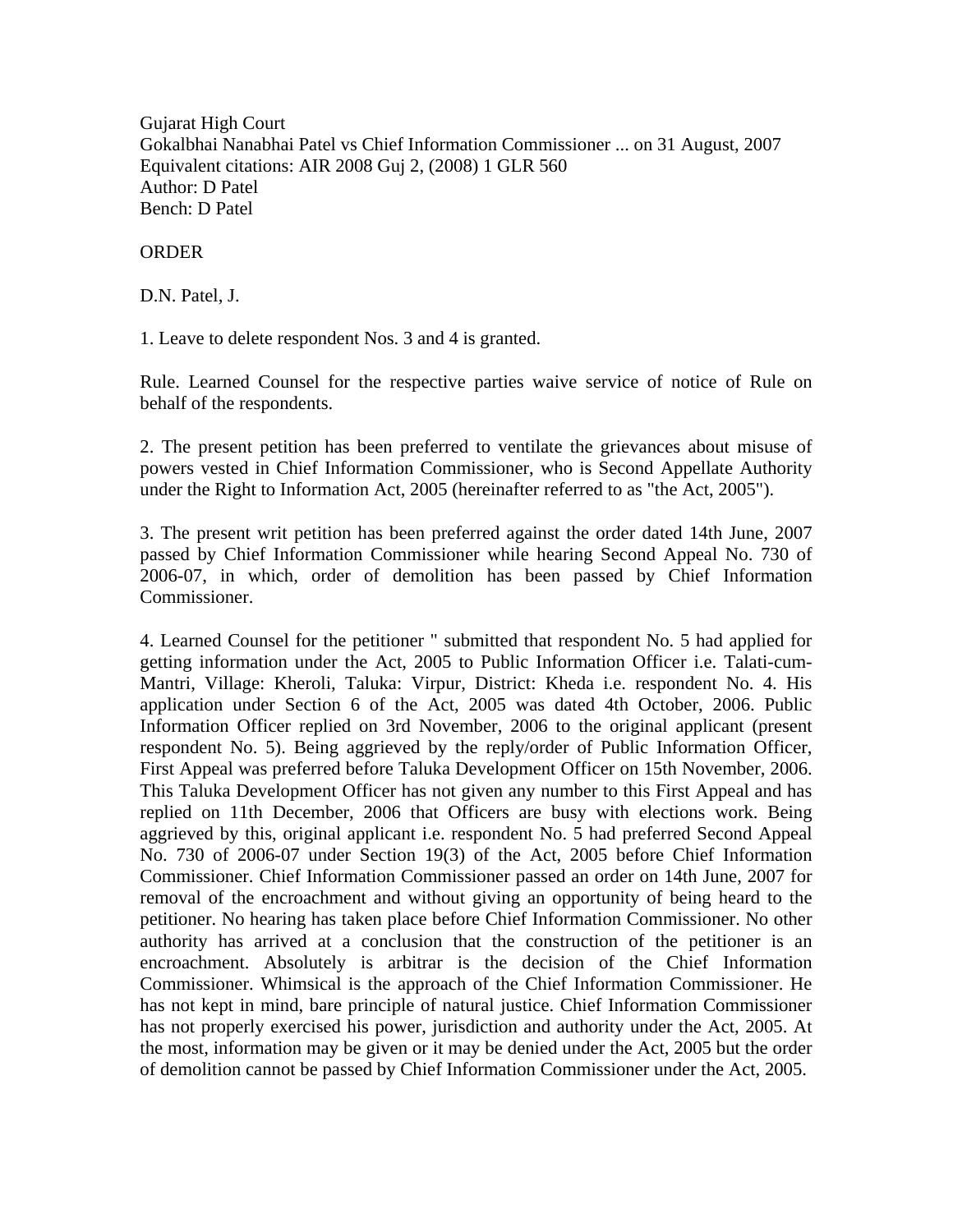Gujarat High Court
Gokalbhai Nanabhai Patel vs Chief Information Commissioner ... on 31 August, 2007
Equivalent citations: AIR 2008 Guj 2, (2008) 1 GLR 560
Author: D Patel
Bench: D Patel

ORDER

D.N. Patel, J.

1. Leave to delete respondent Nos. 3 and 4 is granted.

Rule. Learned Counsel for the respective parties waive service of notice of Rule on behalf of the respondents.

2. The present petition has been preferred to ventilate the grievances about misuse of powers vested in Chief Information Commissioner, who is Second Appellate Authority under the Right to Information Act, 2005 (hereinafter referred to as "the Act, 2005").

3. The present writ petition has been preferred against the order dated 14th June, 2007 passed by Chief Information Commissioner while hearing Second Appeal No. 730 of 2006-07, in which, order of demolition has been passed by Chief Information Commissioner.

4. Learned Counsel for the petitioner " submitted that respondent No. 5 had applied for getting information under the Act, 2005 to Public Information Officer i.e. Talati-cum-Mantri, Village: Kheroli, Taluka: Virpur, District: Kheda i.e. respondent No. 4. His application under Section 6 of the Act, 2005 was dated 4th October, 2006. Public Information Officer replied on 3rd November, 2006 to the original applicant (present respondent No. 5). Being aggrieved by the reply/order of Public Information Officer, First Appeal was preferred before Taluka Development Officer on 15th November, 2006. This Taluka Development Officer has not given any number to this First Appeal and has replied on 11th December, 2006 that Officers are busy with elections work. Being aggrieved by this, original applicant i.e. respondent No. 5 had preferred Second Appeal No. 730 of 2006-07 under Section 19(3) of the Act, 2005 before Chief Information Commissioner. Chief Information Commissioner passed an order on 14th June, 2007 for removal of the encroachment and without giving an opportunity of being heard to the petitioner. No hearing has taken place before Chief Information Commissioner. No other authority has arrived at a conclusion that the construction of the petitioner is an encroachment. Absolutely is arbitrar is the decision of the Chief Information Commissioner. Whimsical is the approach of the Chief Information Commissioner. He has not kept in mind, bare principle of natural justice. Chief Information Commissioner has not properly exercised his power, jurisdiction and authority under the Act, 2005. At the most, information may be given or it may be denied under the Act, 2005 but the order of demolition cannot be passed by Chief Information Commissioner under the Act, 2005.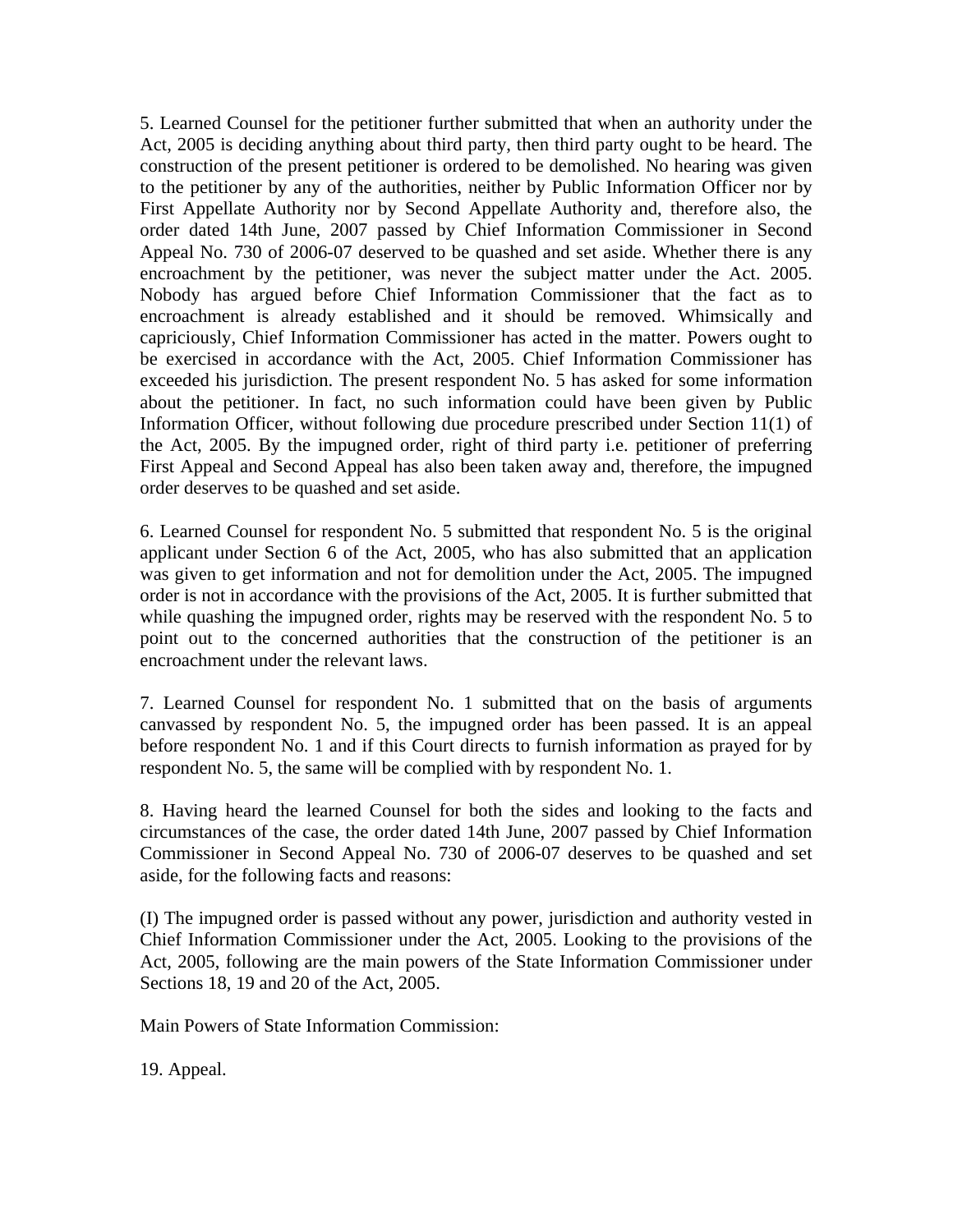5. Learned Counsel for the petitioner further submitted that when an authority under the Act, 2005 is deciding anything about third party, then third party ought to be heard. The construction of the present petitioner is ordered to be demolished. No hearing was given to the petitioner by any of the authorities, neither by Public Information Officer nor by First Appellate Authority nor by Second Appellate Authority and, therefore also, the order dated 14th June, 2007 passed by Chief Information Commissioner in Second Appeal No. 730 of 2006-07 deserved to be quashed and set aside. Whether there is any encroachment by the petitioner, was never the subject matter under the Act. 2005. Nobody has argued before Chief Information Commissioner that the fact as to encroachment is already established and it should be removed. Whimsically and capriciously, Chief Information Commissioner has acted in the matter. Powers ought to be exercised in accordance with the Act, 2005. Chief Information Commissioner has exceeded his jurisdiction. The present respondent No. 5 has asked for some information about the petitioner. In fact, no such information could have been given by Public Information Officer, without following due procedure prescribed under Section 11(1) of the Act, 2005. By the impugned order, right of third party i.e. petitioner of preferring First Appeal and Second Appeal has also been taken away and, therefore, the impugned order deserves to be quashed and set aside.

6. Learned Counsel for respondent No. 5 submitted that respondent No. 5 is the original applicant under Section 6 of the Act, 2005, who has also submitted that an application was given to get information and not for demolition under the Act, 2005. The impugned order is not in accordance with the provisions of the Act, 2005. It is further submitted that while quashing the impugned order, rights may be reserved with the respondent No. 5 to point out to the concerned authorities that the construction of the petitioner is an encroachment under the relevant laws.

7. Learned Counsel for respondent No. 1 submitted that on the basis of arguments canvassed by respondent No. 5, the impugned order has been passed. It is an appeal before respondent No. 1 and if this Court directs to furnish information as prayed for by respondent No. 5, the same will be complied with by respondent No. 1.

8. Having heard the learned Counsel for both the sides and looking to the facts and circumstances of the case, the order dated 14th June, 2007 passed by Chief Information Commissioner in Second Appeal No. 730 of 2006-07 deserves to be quashed and set aside, for the following facts and reasons:

(I) The impugned order is passed without any power, jurisdiction and authority vested in Chief Information Commissioner under the Act, 2005. Looking to the provisions of the Act, 2005, following are the main powers of the State Information Commissioner under Sections 18, 19 and 20 of the Act, 2005.

Main Powers of State Information Commission:

19. Appeal.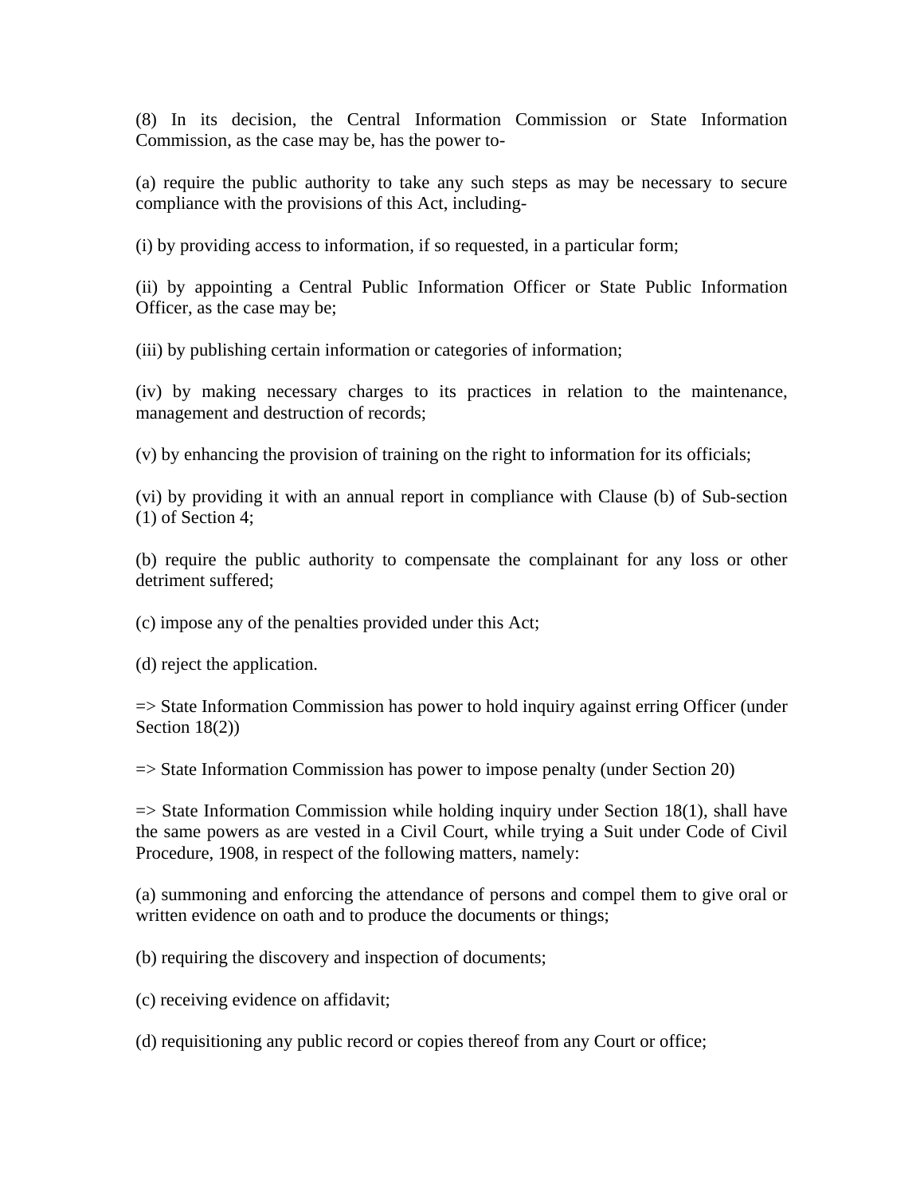(8) In its decision, the Central Information Commission or State Information Commission, as the case may be, has the power to-

(a) require the public authority to take any such steps as may be necessary to secure compliance with the provisions of this Act, including-

(i) by providing access to information, if so requested, in a particular form;

(ii) by appointing a Central Public Information Officer or State Public Information Officer, as the case may be;

(iii) by publishing certain information or categories of information;

(iv) by making necessary charges to its practices in relation to the maintenance, management and destruction of records;

(v) by enhancing the provision of training on the right to information for its officials;

(vi) by providing it with an annual report in compliance with Clause (b) of Sub-section (1) of Section 4;

(b) require the public authority to compensate the complainant for any loss or other detriment suffered;

(c) impose any of the penalties provided under this Act;

(d) reject the application.

=> State Information Commission has power to hold inquiry against erring Officer (under Section 18(2))

=> State Information Commission has power to impose penalty (under Section 20)

=> State Information Commission while holding inquiry under Section 18(1), shall have the same powers as are vested in a Civil Court, while trying a Suit under Code of Civil Procedure, 1908, in respect of the following matters, namely:

(a) summoning and enforcing the attendance of persons and compel them to give oral or written evidence on oath and to produce the documents or things;

(b) requiring the discovery and inspection of documents;

(c) receiving evidence on affidavit;

(d) requisitioning any public record or copies thereof from any Court or office;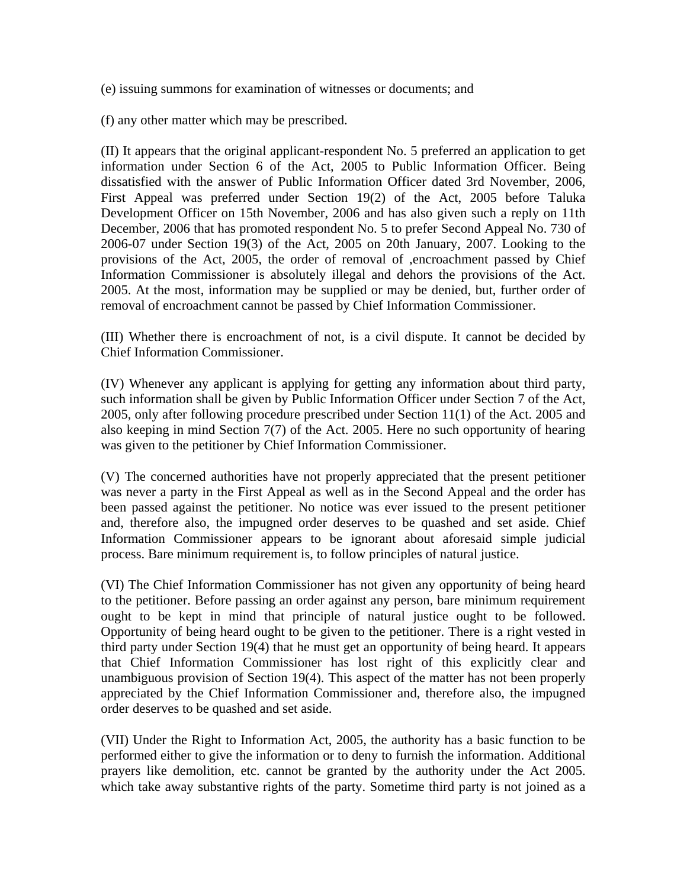(e) issuing summons for examination of witnesses or documents; and

(f) any other matter which may be prescribed.

(II) It appears that the original applicant-respondent No. 5 preferred an application to get information under Section 6 of the Act, 2005 to Public Information Officer. Being dissatisfied with the answer of Public Information Officer dated 3rd November, 2006, First Appeal was preferred under Section 19(2) of the Act, 2005 before Taluka Development Officer on 15th November, 2006 and has also given such a reply on 11th December, 2006 that has promoted respondent No. 5 to prefer Second Appeal No. 730 of 2006-07 under Section 19(3) of the Act, 2005 on 20th January, 2007. Looking to the provisions of the Act, 2005, the order of removal of ,encroachment passed by Chief Information Commissioner is absolutely illegal and dehors the provisions of the Act. 2005. At the most, information may be supplied or may be denied, but, further order of removal of encroachment cannot be passed by Chief Information Commissioner.

(III) Whether there is encroachment of not, is a civil dispute. It cannot be decided by Chief Information Commissioner.

(IV) Whenever any applicant is applying for getting any information about third party, such information shall be given by Public Information Officer under Section 7 of the Act, 2005, only after following procedure prescribed under Section 11(1) of the Act. 2005 and also keeping in mind Section 7(7) of the Act. 2005. Here no such opportunity of hearing was given to the petitioner by Chief Information Commissioner.

(V) The concerned authorities have not properly appreciated that the present petitioner was never a party in the First Appeal as well as in the Second Appeal and the order has been passed against the petitioner. No notice was ever issued to the present petitioner and, therefore also, the impugned order deserves to be quashed and set aside. Chief Information Commissioner appears to be ignorant about aforesaid simple judicial process. Bare minimum requirement is, to follow principles of natural justice.

(VI) The Chief Information Commissioner has not given any opportunity of being heard to the petitioner. Before passing an order against any person, bare minimum requirement ought to be kept in mind that principle of natural justice ought to be followed. Opportunity of being heard ought to be given to the petitioner. There is a right vested in third party under Section 19(4) that he must get an opportunity of being heard. It appears that Chief Information Commissioner has lost right of this explicitly clear and unambiguous provision of Section 19(4). This aspect of the matter has not been properly appreciated by the Chief Information Commissioner and, therefore also, the impugned order deserves to be quashed and set aside.

(VII) Under the Right to Information Act, 2005, the authority has a basic function to be performed either to give the information or to deny to furnish the information. Additional prayers like demolition, etc. cannot be granted by the authority under the Act 2005. which take away substantive rights of the party. Sometime third party is not joined as a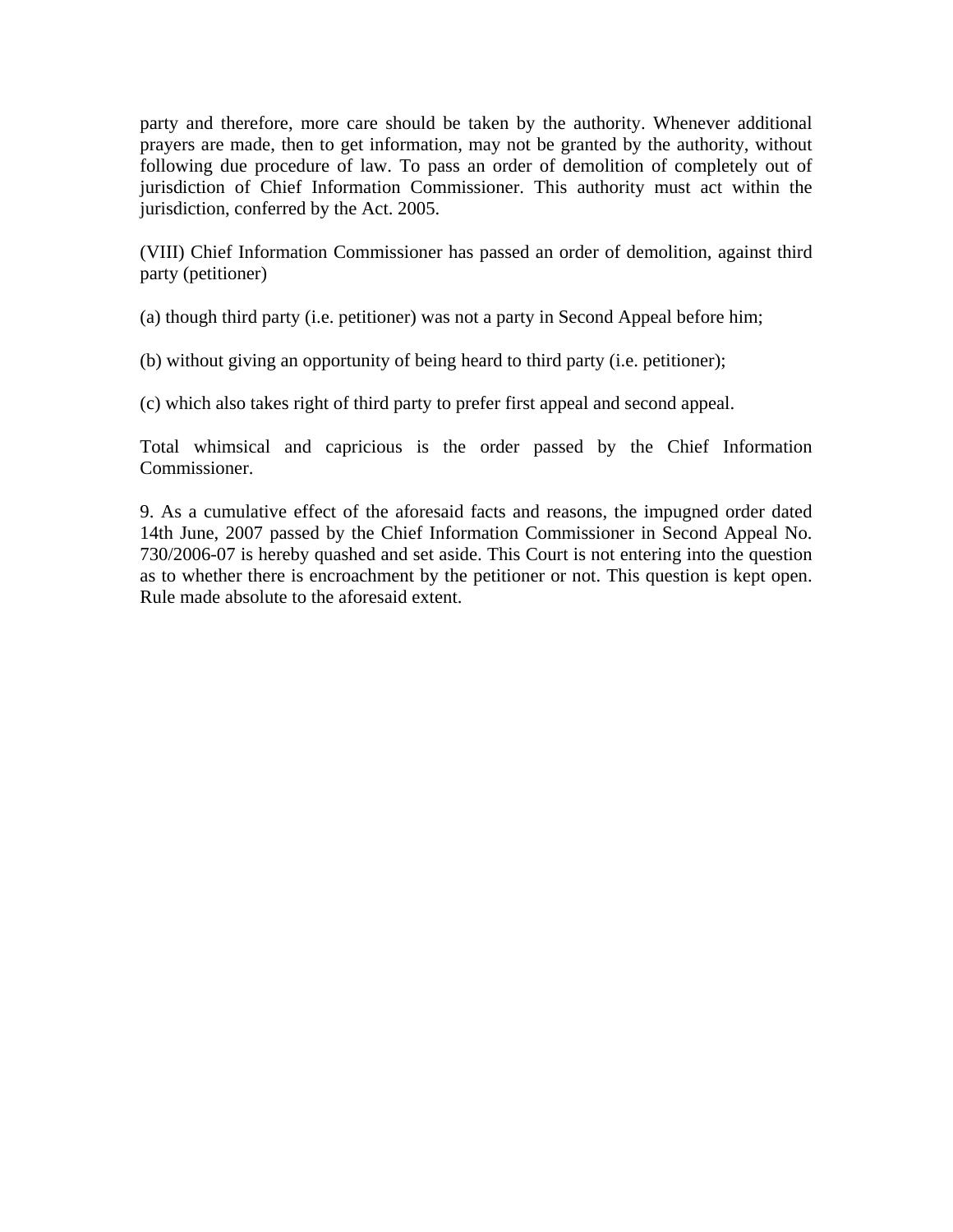party and therefore, more care should be taken by the authority. Whenever additional prayers are made, then to get information, may not be granted by the authority, without following due procedure of law. To pass an order of demolition of completely out of jurisdiction of Chief Information Commissioner. This authority must act within the jurisdiction, conferred by the Act. 2005.

(VIII) Chief Information Commissioner has passed an order of demolition, against third party (petitioner)

(a) though third party (i.e. petitioner) was not a party in Second Appeal before him;

(b) without giving an opportunity of being heard to third party (i.e. petitioner);

(c) which also takes right of third party to prefer first appeal and second appeal.

Total whimsical and capricious is the order passed by the Chief Information Commissioner.

9. As a cumulative effect of the aforesaid facts and reasons, the impugned order dated 14th June, 2007 passed by the Chief Information Commissioner in Second Appeal No. 730/2006-07 is hereby quashed and set aside. This Court is not entering into the question as to whether there is encroachment by the petitioner or not. This question is kept open. Rule made absolute to the aforesaid extent.